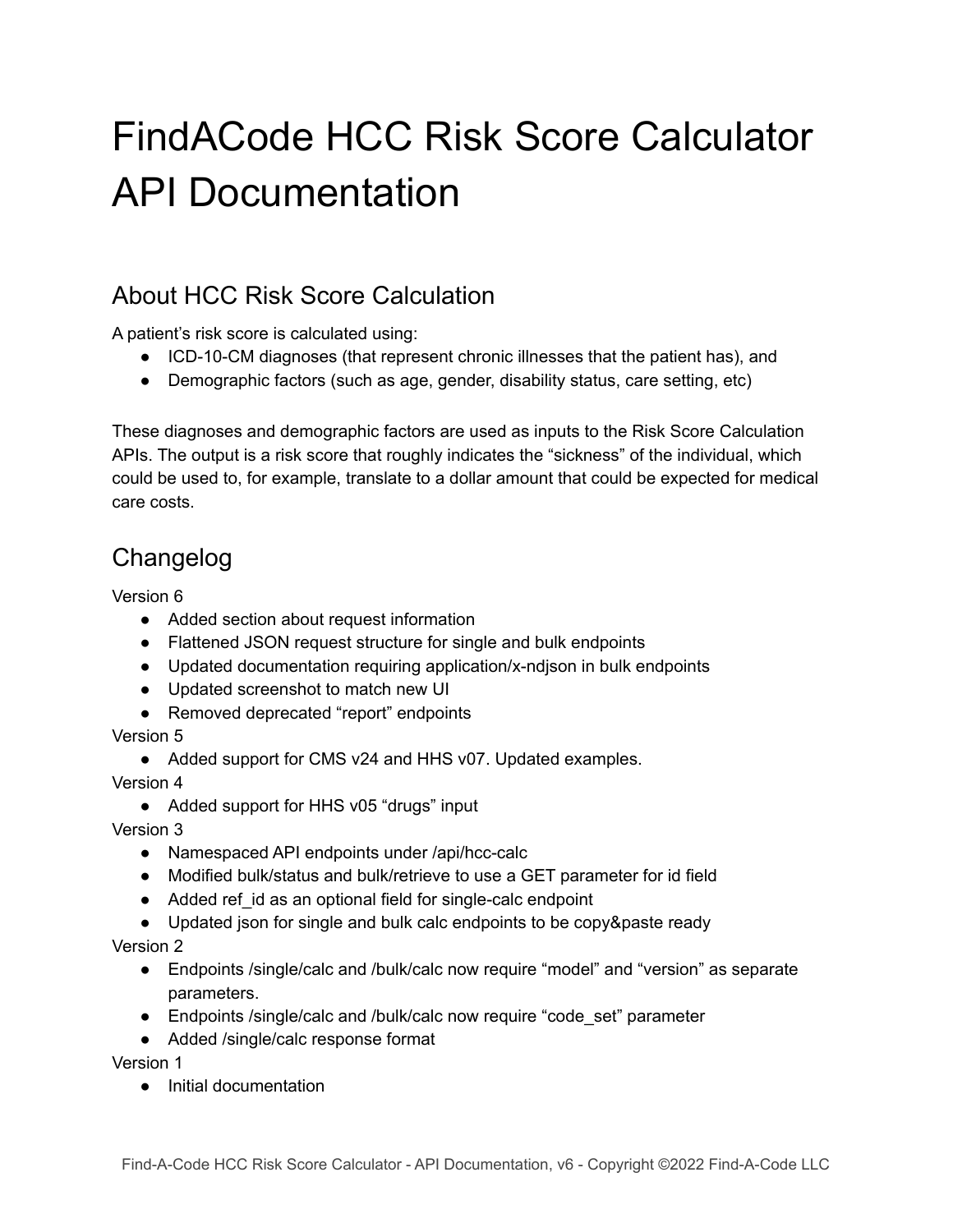# FindACode HCC Risk Score Calculator API Documentation

## About HCC Risk Score Calculation

A patient's risk score is calculated using:

- ICD-10-CM diagnoses (that represent chronic illnesses that the patient has), and
- Demographic factors (such as age, gender, disability status, care setting, etc)

These diagnoses and demographic factors are used as inputs to the Risk Score Calculation APIs. The output is a risk score that roughly indicates the "sickness" of the individual, which could be used to, for example, translate to a dollar amount that could be expected for medical care costs.

## Changelog

Version 6

- Added section about request information
- Flattened JSON request structure for single and bulk endpoints
- Updated documentation requiring application/x-ndjson in bulk endpoints
- Updated screenshot to match new UI
- Removed deprecated "report" endpoints

Version 5

- Added support for CMS v24 and HHS v07. Updated examples.

Version 4

- Added support for HHS v05 "drugs" input

Version 3

- Namespaced API endpoints under /api/hcc-calc
- Modified bulk/status and bulk/retrieve to use a GET parameter for id field
- Added ref_id as an optional field for single-calc endpoint
- Updated json for single and bulk calc endpoints to be copy&paste ready

Version 2

- Endpoints /single/calc and /bulk/calc now require "model" and "version" as separate parameters.
- Endpoints /single/calc and /bulk/calc now require "code_set" parameter
- Added /single/calc response format

Version 1

- Initial documentation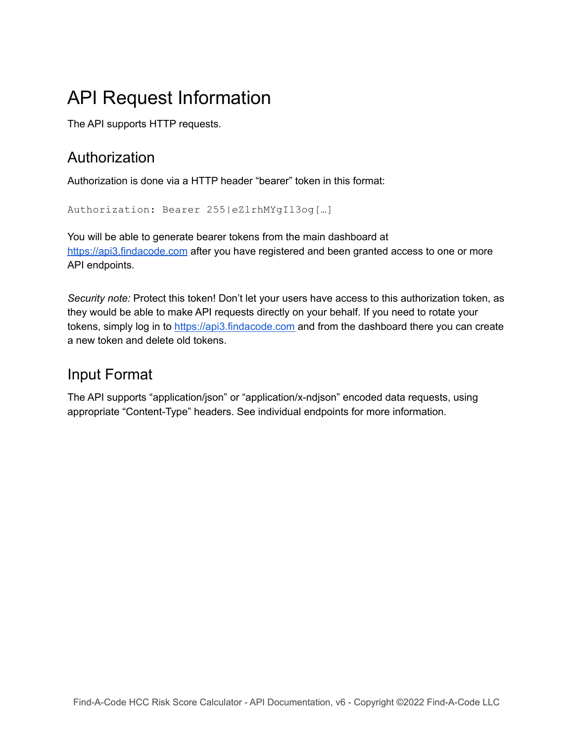# API Request Information

The API supports HTTP requests.

## Authorization

Authorization is done via a HTTP header “bearer” token in this format:

```
Authorization: Bearer 255|eZlrhMYgIl3og[…]
```

You will be able to generate bearer tokens from the main dashboard at [https://api3.findacode.com](https://api3.findacode.com) after you have registered and been granted access to one or more API endpoints.

*Security note:* Protect this token! Don’t let your users have access to this authorization token, as they would be able to make API requests directly on your behalf. If you need to rotate your tokens, simply log in to [https://api3.findacode.com](https://api3.findacode.com) and from the dashboard there you can create a new token and delete old tokens.

## Input Format

The API supports “application/json” or “application/x-ndjson” encoded data requests, using appropriate “Content-Type” headers. See individual endpoints for more information.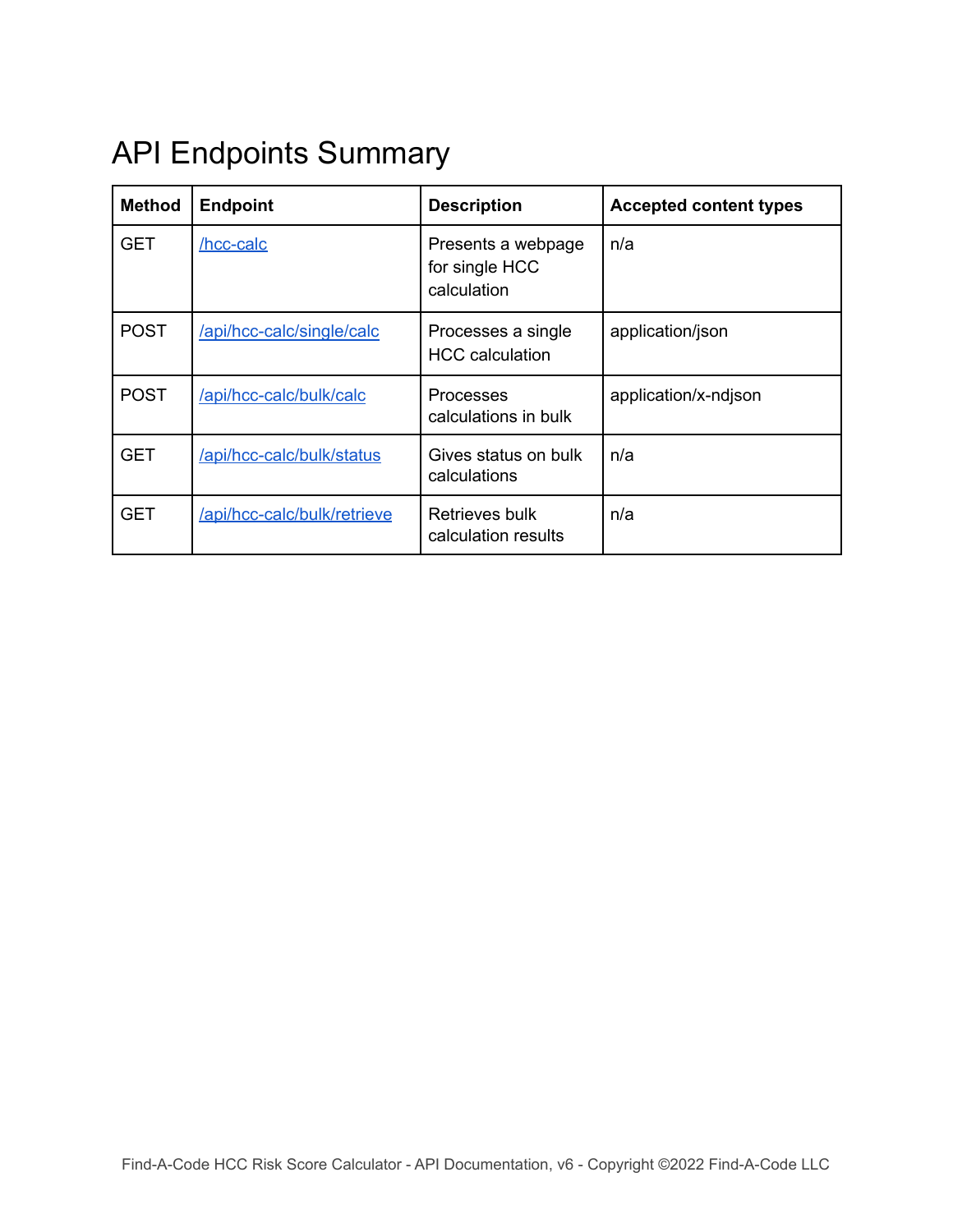# API Endpoints Summary

| Method | Endpoint | Description | Accepted content types |
|---|---|---|---|
| GET | /hcc-calc | Presents a webpage for single HCC calculation | n/a |
| POST | /api/hcc-calc/single/calc | Processes a single HCC calculation | application/json |
| POST | /api/hcc-calc/bulk/calc | Processes calculations in bulk | application/x-ndjson |
| GET | /api/hcc-calc/bulk/status | Gives status on bulk calculations | n/a |
| GET | /api/hcc-calc/bulk/retrieve | Retrieves bulk calculation results | n/a |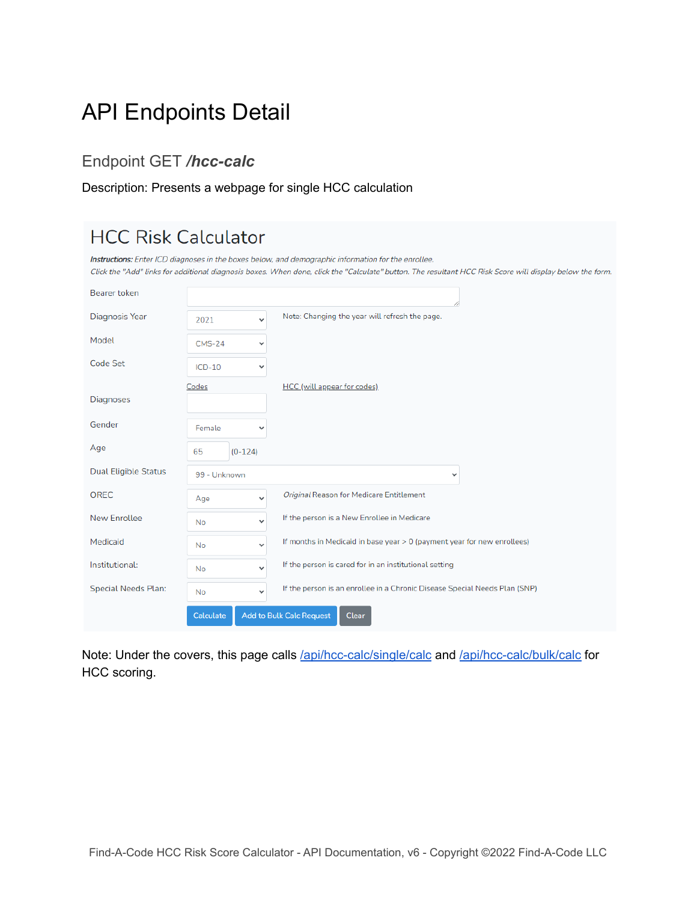# API Endpoints Detail

## Endpoint GET */hcc-calc*

Description: Presents a webpage for single HCC calculation

### HCC Risk Calculator

***Instructions:*** *Enter ICD diagnoses in the boxes below, and demographic information for the enrollee. Click the "Add" links for additional diagnosis boxes. When done, click the "Calculate" button. The resultant HCC Risk Score will display below the form.*

| Field | Value | Note |
| --- | --- | --- |
| Bearer token | | |
| Diagnosis Year | 2021 | Note: Changing the year will refresh the page. |
| Model | CMS-24 | |
| Code Set | ICD-10 | |
| Diagnoses | Codes | HCC (will appear for codes) |
| Gender | Female | |
| Age | 65 | (0-124) |
| Dual Eligible Status | 99 - Unknown | |
| OREC | Age | *Original* Reason for Medicare Entitlement |
| New Enrollee | No | If the person is a New Enrollee in Medicare |
| Medicaid | No | If months in Medicaid in base year > 0 (payment year for new enrollees) |
| Institutional: | No | If the person is cared for in an institutional setting |
| Special Needs Plan: | No | If the person is an enrollee in a Chronic Disease Special Needs Plan (SNP) |

Calculate | Add to Bulk Calc Request | Clear

Note: Under the covers, this page calls /api/hcc-calc/single/calc and /api/hcc-calc/bulk/calc for HCC scoring.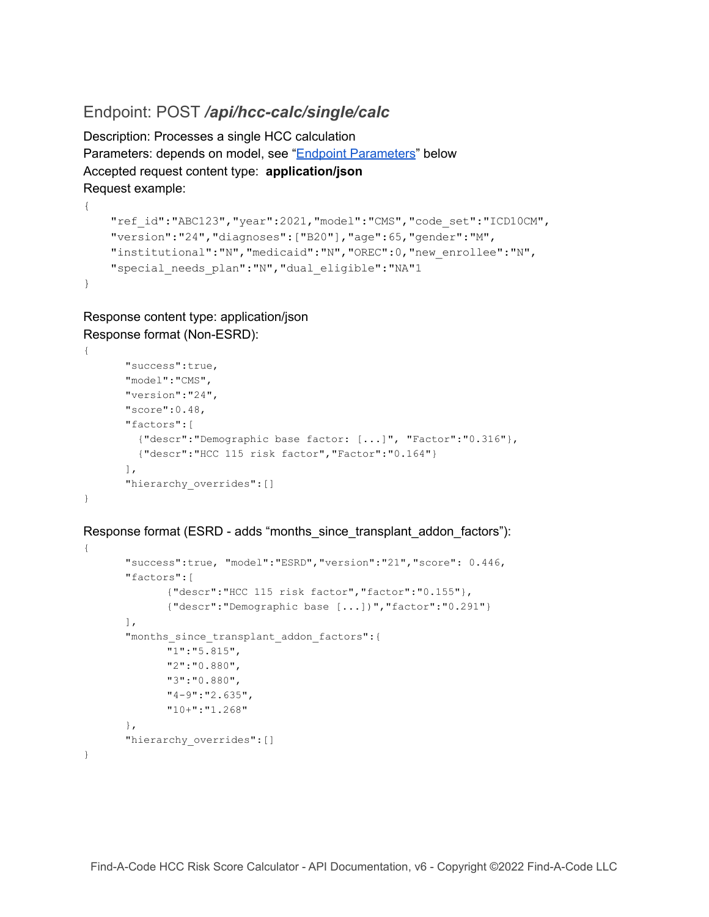## Endpoint: POST */api/hcc-calc/single/calc*

Description: Processes a single HCC calculation
Parameters: depends on model, see "[Endpoint Parameters]" below
Accepted request content type: **application/json**
Request example:

```
{
    "ref_id":"ABC123","year":2021,"model":"CMS","code_set":"ICD10CM",
    "version":"24","diagnoses":["B20"],"age":65,"gender":"M",
    "institutional":"N","medicaid":"N","OREC":0,"new_enrollee":"N",
    "special_needs_plan":"N","dual_eligible":"NA"1
}
```

Response content type: application/json
Response format (Non-ESRD):

```
{
      "success":true,
      "model":"CMS",
      "version":"24",
      "score":0.48,
      "factors":[
        {"descr":"Demographic base factor: [...]", "Factor":"0.316"},
        {"descr":"HCC 115 risk factor","Factor":"0.164"}
      ],
      "hierarchy_overrides":[]
}
```

Response format (ESRD - adds "months_since_transplant_addon_factors"):

```
{
      "success":true, "model":"ESRD","version":"21","score": 0.446,
      "factors":[
            {"descr":"HCC 115 risk factor","factor":"0.155"},
            {"descr":"Demographic base [...])","factor":"0.291"}
      ],
      "months_since_transplant_addon_factors":{
            "1":"5.815",
            "2":"0.880",
            "3":"0.880",
            "4-9":"2.635",
            "10+":"1.268"
      },
      "hierarchy_overrides":[]
}
```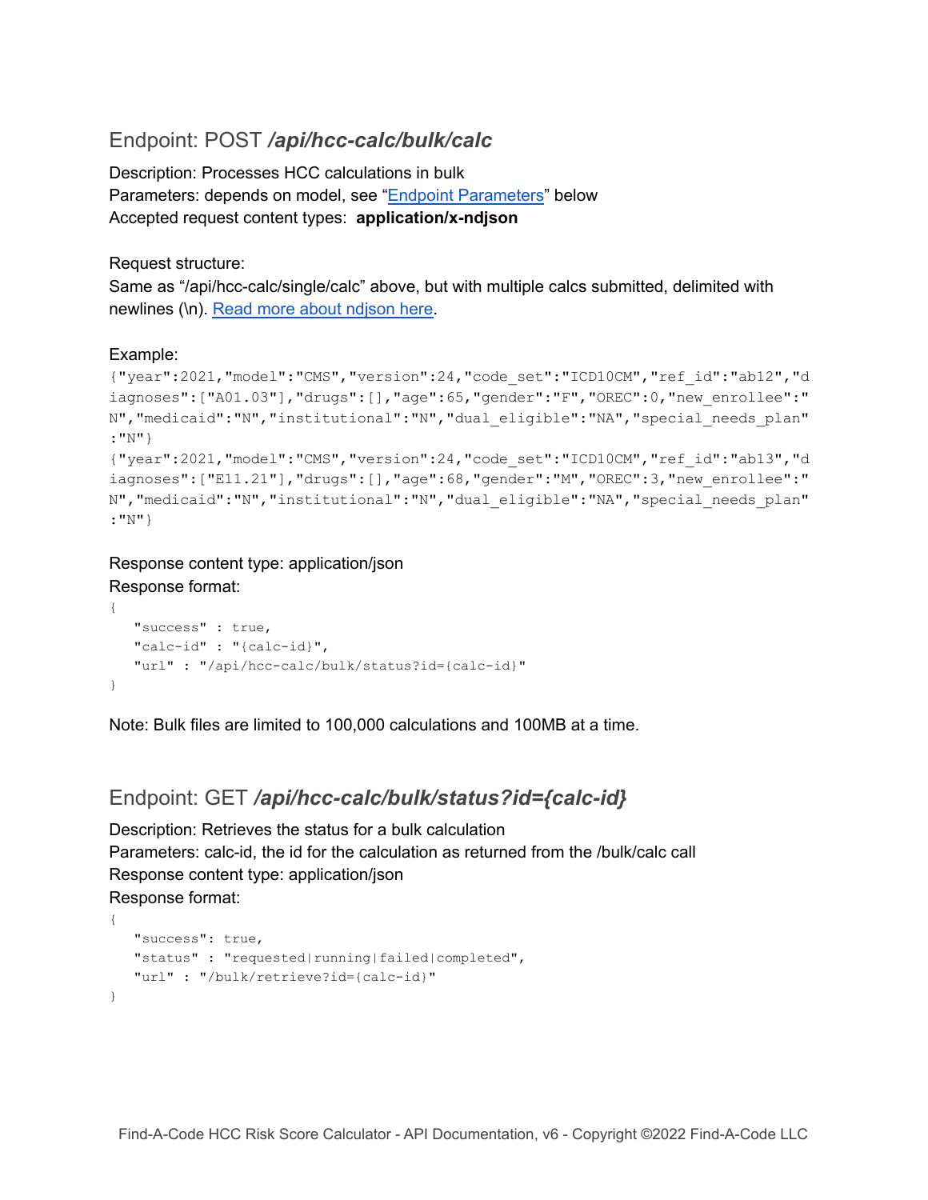## Endpoint: POST */api/hcc-calc/bulk/calc*

Description: Processes HCC calculations in bulk
Parameters: depends on model, see "Endpoint Parameters" below
Accepted request content types: **application/x-ndjson**

Request structure:
Same as "/api/hcc-calc/single/calc" above, but with multiple calcs submitted, delimited with newlines (\n). Read more about ndjson here.

Example:

```
{"year":2021,"model":"CMS","version":24,"code_set":"ICD10CM","ref_id":"ab12","diagnoses":["A01.03"],"drugs":[],"age":65,"gender":"F","OREC":0,"new_enrollee":"N","medicaid":"N","institutional":"N","dual_eligible":"NA","special_needs_plan":"N"}
{"year":2021,"model":"CMS","version":24,"code_set":"ICD10CM","ref_id":"ab13","diagnoses":["E11.21"],"drugs":[],"age":68,"gender":"M","OREC":3,"new_enrollee":"N","medicaid":"N","institutional":"N","dual_eligible":"NA","special_needs_plan":"N"}
```

Response content type: application/json
Response format:

```
{
   "success" : true,
   "calc-id" : "{calc-id}",
   "url" : "/api/hcc-calc/bulk/status?id={calc-id}"
}
```

Note: Bulk files are limited to 100,000 calculations and 100MB at a time.

## Endpoint: GET */api/hcc-calc/bulk/status?id={calc-id}*

Description: Retrieves the status for a bulk calculation
Parameters: calc-id, the id for the calculation as returned from the /bulk/calc call
Response content type: application/json
Response format:

```
{
   "success": true,
   "status" : "requested|running|failed|completed",
   "url" : "/bulk/retrieve?id={calc-id}"
}
```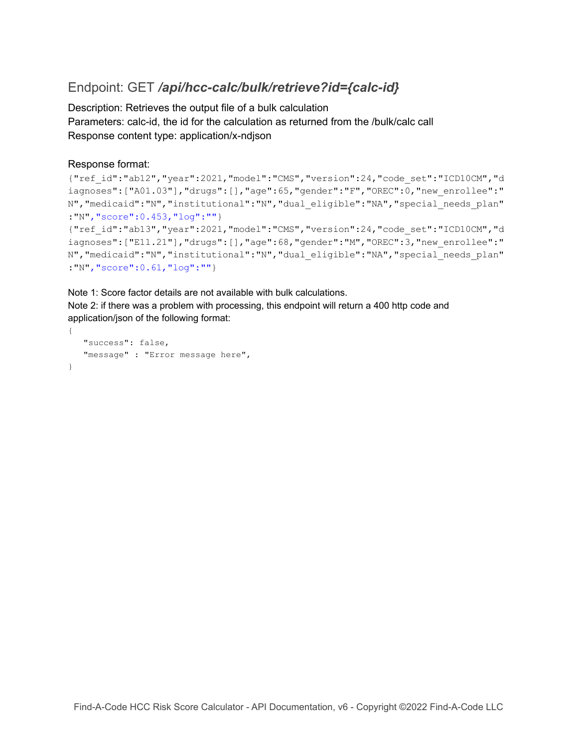## Endpoint: GET */api/hcc-calc/bulk/retrieve?id={calc-id}*

Description: Retrieves the output file of a bulk calculation
Parameters: calc-id, the id for the calculation as returned from the /bulk/calc call
Response content type: application/x-ndjson

### Response format:

```
{"ref_id":"ab12","year":2021,"model":"CMS","version":24,"code_set":"ICD10CM","diagnoses":["A01.03"],"drugs":[],"age":65,"gender":"F","OREC":0,"new_enrollee":"N","medicaid":"N","institutional":"N","dual_eligible":"NA","special_needs_plan":"N","score":0.453,"log":""}
{"ref_id":"ab13","year":2021,"model":"CMS","version":24,"code_set":"ICD10CM","diagnoses":["E11.21"],"drugs":[],"age":68,"gender":"M","OREC":3,"new_enrollee":"N","medicaid":"N","institutional":"N","dual_eligible":"NA","special_needs_plan":"N","score":0.61,"log":""}
```

Note 1: Score factor details are not available with bulk calculations.
Note 2: if there was a problem with processing, this endpoint will return a 400 http code and application/json of the following format:

```
{
   "success": false,
   "message" : "Error message here",
}
```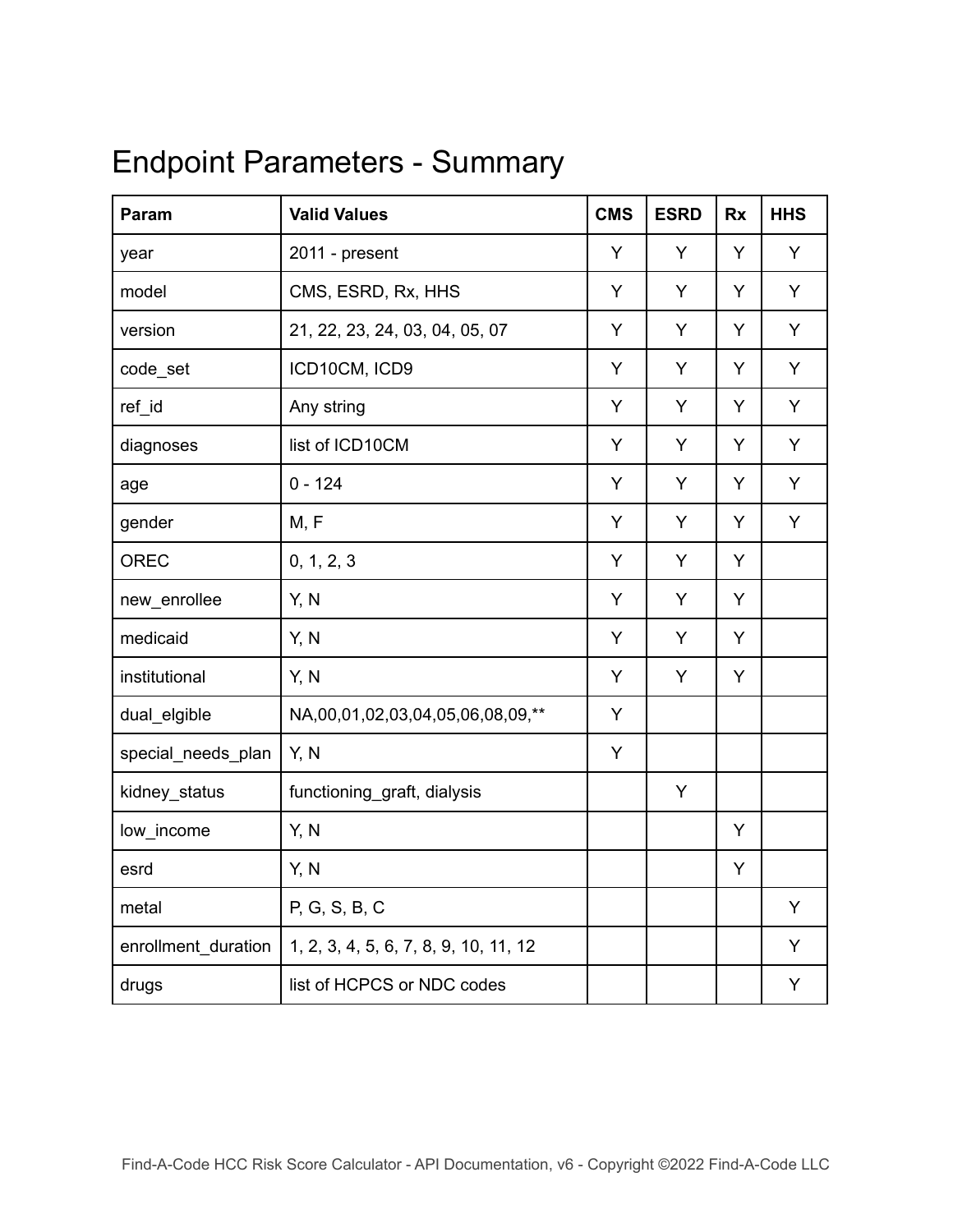# Endpoint Parameters - Summary

| Param | Valid Values | CMS | ESRD | Rx | HHS |
|---|---|---|---|---|---|
| year | 2011 - present | Y | Y | Y | Y |
| model | CMS, ESRD, Rx, HHS | Y | Y | Y | Y |
| version | 21, 22, 23, 24, 03, 04, 05, 07 | Y | Y | Y | Y |
| code_set | ICD10CM, ICD9 | Y | Y | Y | Y |
| ref_id | Any string | Y | Y | Y | Y |
| diagnoses | list of ICD10CM | Y | Y | Y | Y |
| age | 0 - 124 | Y | Y | Y | Y |
| gender | M, F | Y | Y | Y | Y |
| OREC | 0, 1, 2, 3 | Y | Y | Y | |
| new_enrollee | Y, N | Y | Y | Y | |
| medicaid | Y, N | Y | Y | Y | |
| institutional | Y, N | Y | Y | Y | |
| dual_elgible | NA,00,01,02,03,04,05,06,08,09,** | Y | | | |
| special_needs_plan | Y, N | Y | | | |
| kidney_status | functioning_graft, dialysis | | Y | | |
| low_income | Y, N | | | Y | |
| esrd | Y, N | | | Y | |
| metal | P, G, S, B, C | | | | Y |
| enrollment_duration | 1, 2, 3, 4, 5, 6, 7, 8, 9, 10, 11, 12 | | | | Y |
| drugs | list of HCPCS or NDC codes | | | | Y |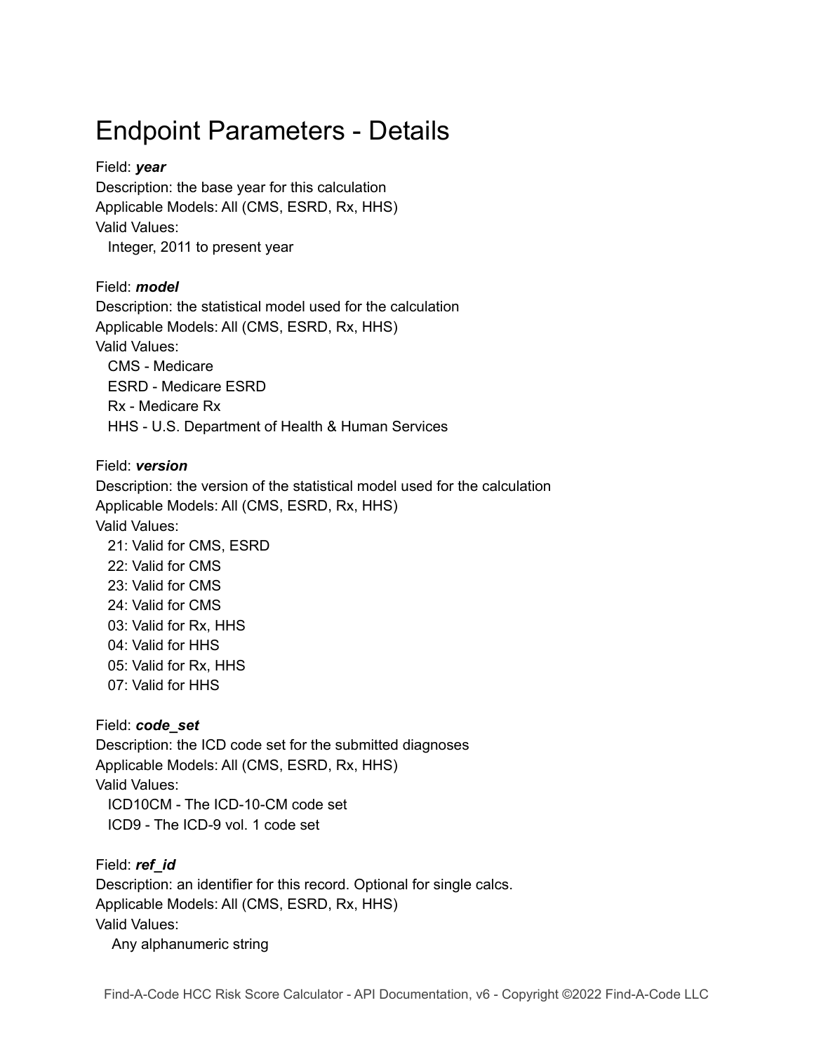# Endpoint Parameters - Details

Field: ***year***
Description: the base year for this calculation
Applicable Models: All (CMS, ESRD, Rx, HHS)
Valid Values:
  Integer, 2011 to present year

Field: ***model***
Description: the statistical model used for the calculation
Applicable Models: All (CMS, ESRD, Rx, HHS)
Valid Values:
  CMS - Medicare
  ESRD - Medicare ESRD
  Rx - Medicare Rx
  HHS - U.S. Department of Health & Human Services

Field: ***version***
Description: the version of the statistical model used for the calculation
Applicable Models: All (CMS, ESRD, Rx, HHS)
Valid Values:
  21: Valid for CMS, ESRD
  22: Valid for CMS
  23: Valid for CMS
  24: Valid for CMS
  03: Valid for Rx, HHS
  04: Valid for HHS
  05: Valid for Rx, HHS
  07: Valid for HHS

Field: ***code_set***
Description: the ICD code set for the submitted diagnoses
Applicable Models: All (CMS, ESRD, Rx, HHS)
Valid Values:
  ICD10CM - The ICD-10-CM code set
  ICD9 - The ICD-9 vol. 1 code set

Field: ***ref_id***
Description: an identifier for this record. Optional for single calcs.
Applicable Models: All (CMS, ESRD, Rx, HHS)
Valid Values:
  Any alphanumeric string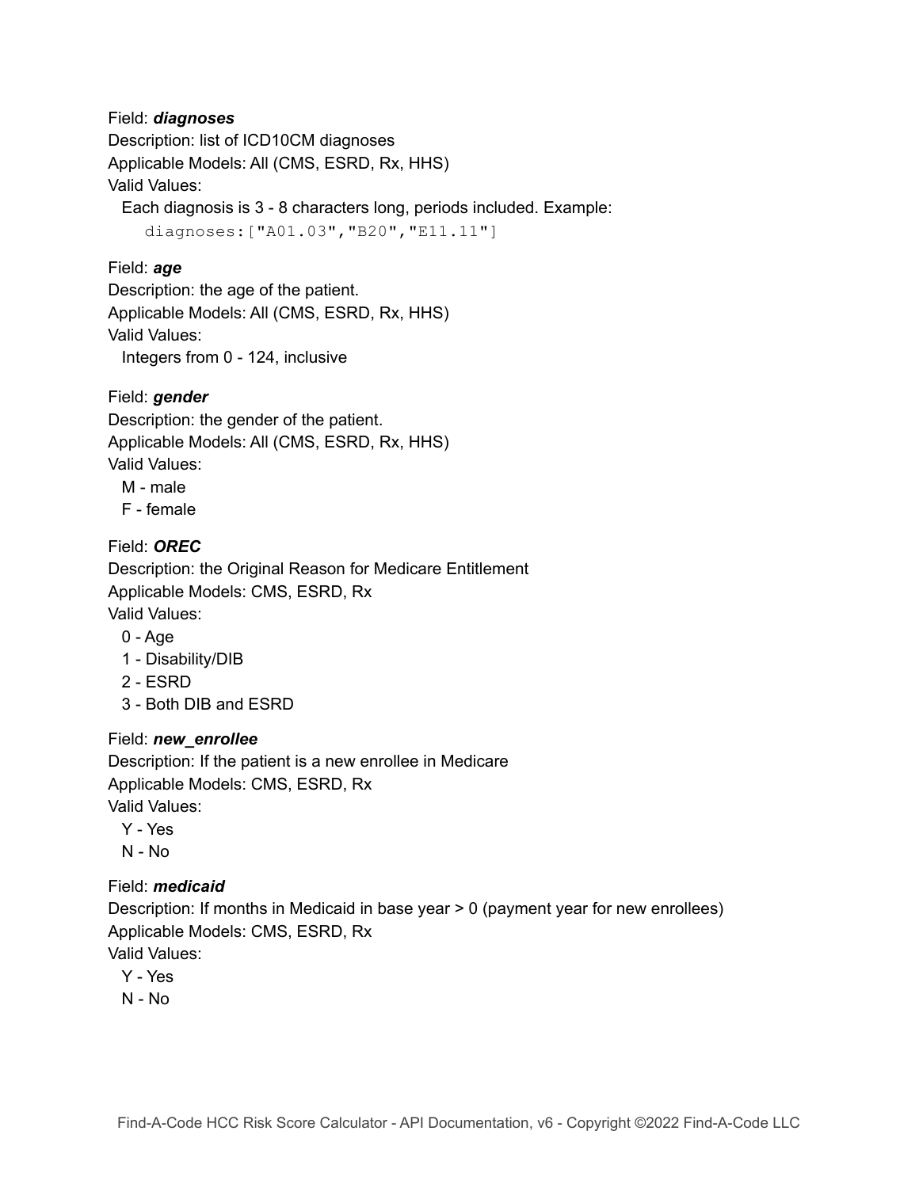Field: ***diagnoses***
Description: list of ICD10CM diagnoses
Applicable Models: All (CMS, ESRD, Rx, HHS)
Valid Values:

Each diagnosis is 3 - 8 characters long, periods included. Example:

```
diagnoses:["A01.03","B20","E11.11"]
```

Field: ***age***
Description: the age of the patient.
Applicable Models: All (CMS, ESRD, Rx, HHS)
Valid Values:

Integers from 0 - 124, inclusive

Field: ***gender***
Description: the gender of the patient.
Applicable Models: All (CMS, ESRD, Rx, HHS)
Valid Values:

M - male
F - female

Field: ***OREC***
Description: the Original Reason for Medicare Entitlement
Applicable Models: CMS, ESRD, Rx
Valid Values:

0 - Age
1 - Disability/DIB
2 - ESRD
3 - Both DIB and ESRD

Field: ***new_enrollee***
Description: If the patient is a new enrollee in Medicare
Applicable Models: CMS, ESRD, Rx
Valid Values:

Y - Yes
N - No

Field: ***medicaid***
Description: If months in Medicaid in base year > 0 (payment year for new enrollees)
Applicable Models: CMS, ESRD, Rx
Valid Values:

Y - Yes
N - No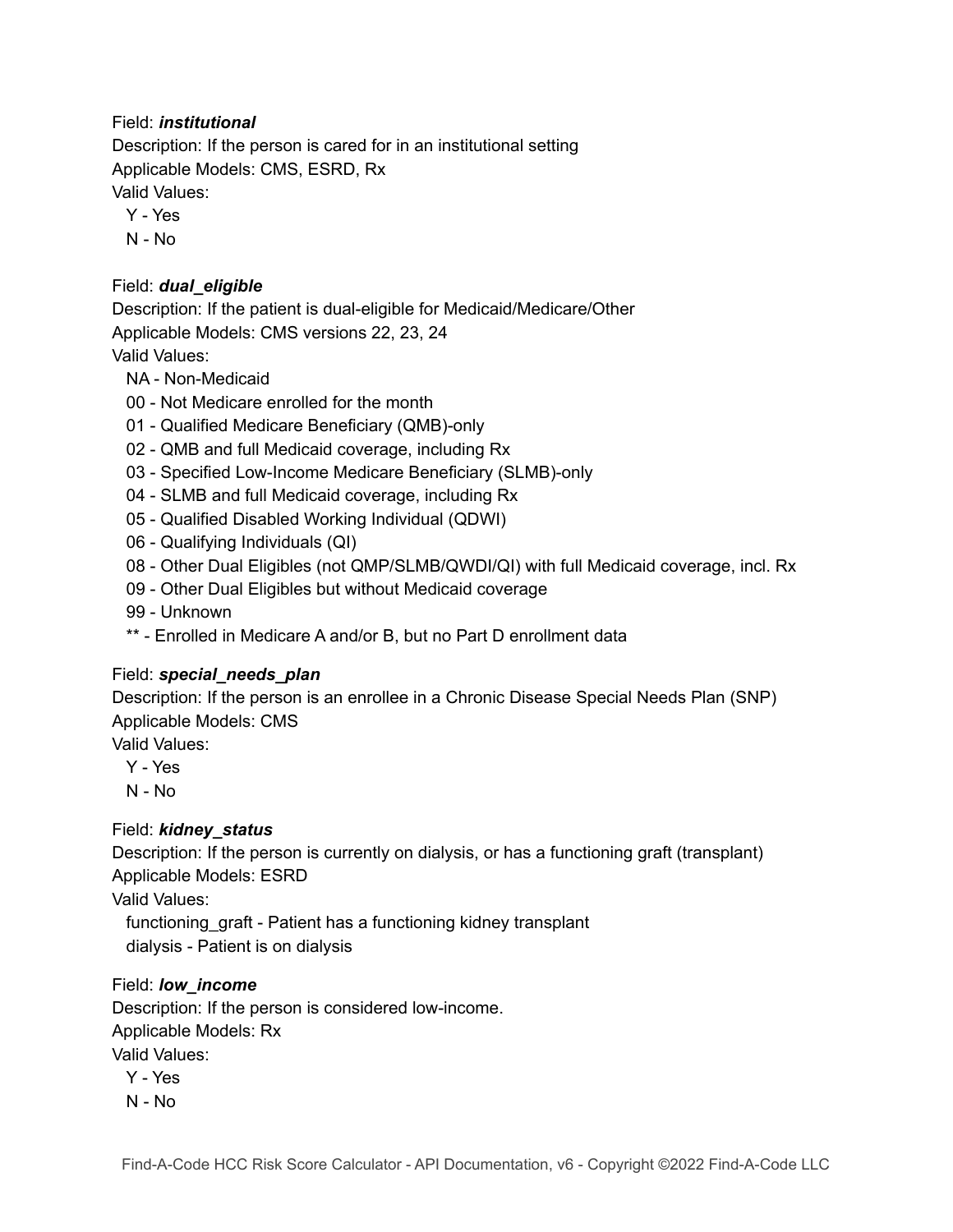Field: ***institutional***
Description: If the person is cared for in an institutional setting
Applicable Models: CMS, ESRD, Rx
Valid Values:
  Y - Yes
  N - No

Field: ***dual_eligible***
Description: If the patient is dual-eligible for Medicaid/Medicare/Other
Applicable Models: CMS versions 22, 23, 24
Valid Values:
  NA - Non-Medicaid
  00 - Not Medicare enrolled for the month
  01 - Qualified Medicare Beneficiary (QMB)-only
  02 - QMB and full Medicaid coverage, including Rx
  03 - Specified Low-Income Medicare Beneficiary (SLMB)-only
  04 - SLMB and full Medicaid coverage, including Rx
  05 - Qualified Disabled Working Individual (QDWI)
  06 - Qualifying Individuals (QI)
  08 - Other Dual Eligibles (not QMP/SLMB/QWDI/QI) with full Medicaid coverage, incl. Rx
  09 - Other Dual Eligibles but without Medicaid coverage
  99 - Unknown
  ** - Enrolled in Medicare A and/or B, but no Part D enrollment data

Field: ***special_needs_plan***
Description: If the person is an enrollee in a Chronic Disease Special Needs Plan (SNP)
Applicable Models: CMS
Valid Values:
  Y - Yes
  N - No

Field: ***kidney_status***
Description: If the person is currently on dialysis, or has a functioning graft (transplant)
Applicable Models: ESRD
Valid Values:
  functioning_graft - Patient has a functioning kidney transplant
  dialysis - Patient is on dialysis

Field: ***low_income***
Description: If the person is considered low-income.
Applicable Models: Rx
Valid Values:
  Y - Yes
  N - No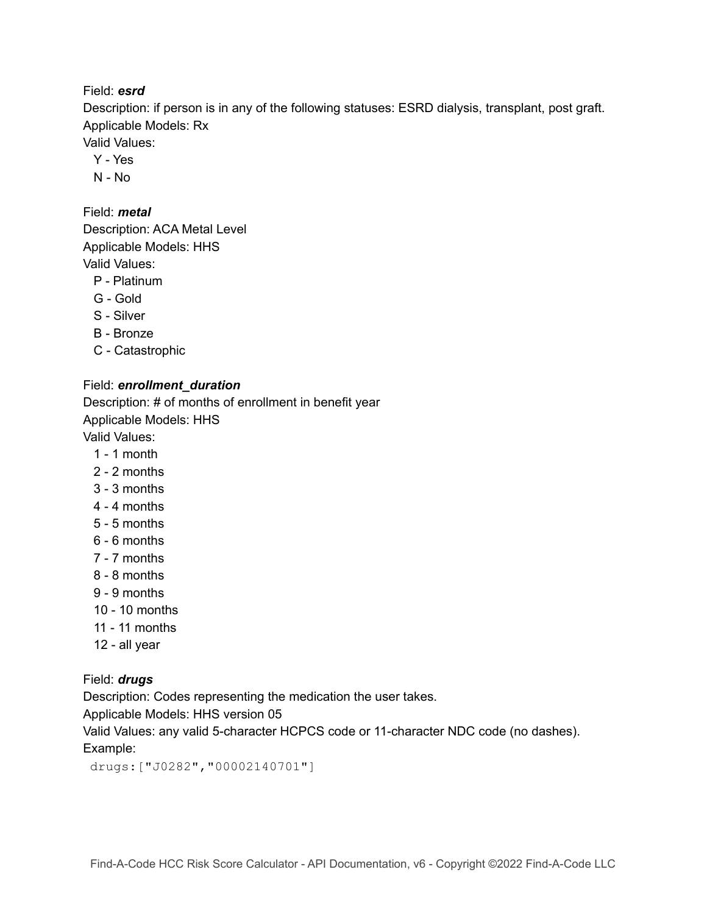Field: ***esrd***

Description: if person is in any of the following statuses: ESRD dialysis, transplant, post graft.

Applicable Models: Rx

Valid Values:

- Y - Yes
- N - No

Field: ***metal***

Description: ACA Metal Level

Applicable Models: HHS

Valid Values:

- P - Platinum
- G - Gold
- S - Silver
- B - Bronze
- C - Catastrophic

Field: ***enrollment_duration***

Description: # of months of enrollment in benefit year

Applicable Models: HHS

Valid Values:

- 1 - 1 month
- 2 - 2 months
- 3 - 3 months
- 4 - 4 months
- 5 - 5 months
- 6 - 6 months
- 7 - 7 months
- 8 - 8 months
- 9 - 9 months
- 10 - 10 months
- 11 - 11 months
- 12 - all year

Field: ***drugs***

Description: Codes representing the medication the user takes.

Applicable Models: HHS version 05

Valid Values: any valid 5-character HCPCS code or 11-character NDC code (no dashes).

Example:

```
drugs:["J0282","00002140701"]
```